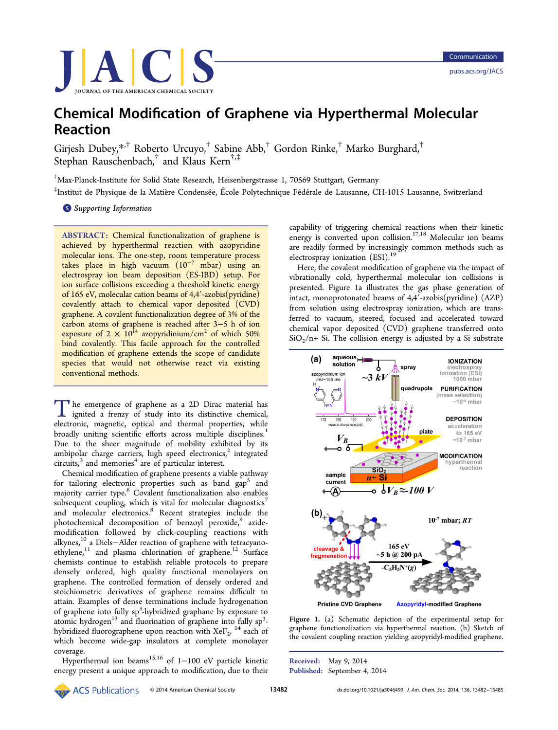Communication

# Chemical Modification of Graphene via Hyperthermal Molecular Reaction

Girjesh Dubey,*[†] Roberto Urcuyo,[†] Sabine Abb,[†] Gordon Rinke,[†] Marko Burghard,[†] Stephan Rauschenbach,[†] and Klaus Kern[†,‡]

[†]Max-Planck-Institute for Solid State Research, Heisenbergstrasse 1, 70569 Stuttgart, Germany

[‡]Institut de Physique de la Matière Condensée, École Polytechnique Fédérale de Lausanne, CH-1015 Lausanne, Switzerland

Supporting Information

**ABSTRACT:** Chemical functionalization of graphene is achieved by hyperthermal reaction with azopyridine molecular ions. The one-step, room temperature process takes place in high vacuum ($10^{-7}$ mbar) using an electrospray ion beam deposition (ES-IBD) setup. For ion surface collisions exceeding a threshold kinetic energy of 165 eV, molecular cation beams of 4,4′-azobis(pyridine) covalently attach to chemical vapor deposited (CVD) graphene. A covalent functionalization degree of 3% of the carbon atoms of graphene is reached after 3−5 h of ion exposure of $2 \times 10^{14}$ azopyridinium/cm$^2$ of which 50% bind covalently. This facile approach for the controlled modification of graphene extends the scope of candidate species that would not otherwise react via existing conventional methods.

The emergence of graphene as a 2D Dirac material has ignited a frenzy of study into its distinctive chemical, electronic, magnetic, optical and thermal properties, while broadly uniting scientific efforts across multiple disciplines.[1] Due to the sheer magnitude of mobility exhibited by its ambipolar charge carriers, high speed electronics,[2] integrated circuits,[3] and memories[4] are of particular interest.

Chemical modification of graphene presents a viable pathway for tailoring electronic properties such as band gap[5] and majority carrier type.[6] Covalent functionalization also enables subsequent coupling, which is vital for molecular diagnostics[7] and molecular electronics.[8] Recent strategies include the photochemical decomposition of benzoyl peroxide,[9] azide-modification followed by click-coupling reactions with alkynes,[10] a Diels−Alder reaction of graphene with tetracyanoethylene,[11] and plasma chlorination of graphene.[12] Surface chemists continue to establish reliable protocols to prepare densely ordered, high quality functional monolayers on graphene. The controlled formation of densely ordered and stoichiometric derivatives of graphene remains difficult to attain. Examples of dense terminations include hydrogenation of graphene into fully sp$^3$-hybridized graphane by exposure to atomic hydrogen[13] and fluorination of graphene into fully sp$^3$-hybridized fluorographene upon reaction with $XeF_2$,[14] each of which become wide-gap insulators at complete monolayer coverage.

Hyperthermal ion beams[15,16] of 1−100 eV particle kinetic energy present a unique approach to modification, due to their capability of triggering chemical reactions when their kinetic energy is converted upon collision.[17,18] Molecular ion beams are readily formed by increasingly common methods such as electrospray ionization (ESI).[19]

Here, the covalent modification of graphene via the impact of vibrationally cold, hyperthermal molecular ion collisions is presented. Figure 1a illustrates the gas phase generation of intact, monoprotonated beams of 4,4′-azobis(pyridine) (AZP) from solution using electrospray ionization, which are transferred to vacuum, steered, focused and accelerated toward chemical vapor deposited (CVD) graphene transferred onto $SiO_2$/n+ Si. The collision energy is adjusted by a Si substrate

Figure 1. (a) Schematic depiction of the experimental setup for graphene functionalization via hyperthermal reaction. (b) Sketch of the covalent coupling reaction yielding azopyridyl-modified graphene.

Received: May 9, 2014
Published: September 4, 2014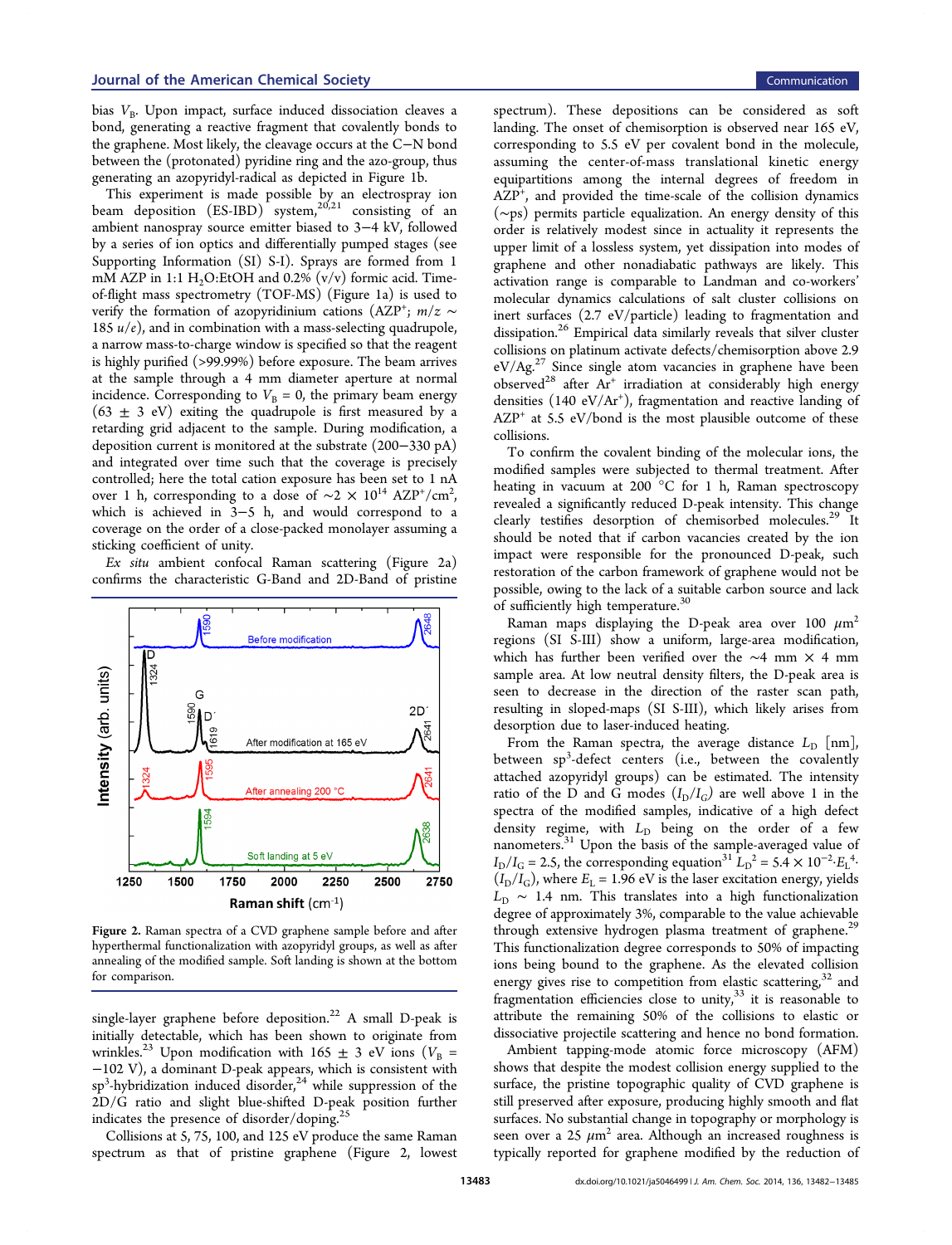bias $V_B$. Upon impact, surface induced dissociation cleaves a bond, generating a reactive fragment that covalently bonds to the graphene. Most likely, the cleavage occurs at the C−N bond between the (protonated) pyridine ring and the azo-group, thus generating an azopyridyl-radical as depicted in Figure 1b.

This experiment is made possible by an electrospray ion beam deposition (ES-IBD) system,[20,21] consisting of an ambient nanospray source emitter biased to 3−4 kV, followed by a series of ion optics and differentially pumped stages (see Supporting Information (SI) S-I). Sprays are formed from 1 mM AZP in 1:1 $H_2O$:EtOH and 0.2% (v/v) formic acid. Time-of-flight mass spectrometry (TOF-MS) (Figure 1a) is used to verify the formation of azopyridinium cations ($AZP^+$; $m/z \sim 185$ $u/e$), and in combination with a mass-selecting quadrupole, a narrow mass-to-charge window is specified so that the reagent is highly purified (>99.99%) before exposure. The beam arrives at the sample through a 4 mm diameter aperture at normal incidence. Corresponding to $V_B = 0$, the primary beam energy (63 ± 3 eV) exiting the quadrupole is first measured by a retarding grid adjacent to the sample. During modification, a deposition current is monitored at the substrate (200−330 pA) and integrated over time such that the coverage is precisely controlled; here the total cation exposure has been set to 1 nA over 1 h, corresponding to a dose of $\sim 2 \times 10^{14}$ $AZP^+/cm^2$, which is achieved in 3−5 h, and would correspond to a coverage on the order of a close-packed monolayer assuming a sticking coefficient of unity.

*Ex situ* ambient confocal Raman scattering (Figure 2a) confirms the characteristic G-Band and 2D-Band of pristine single-layer graphene before deposition.[22] A small D-peak is initially detectable, which has been shown to originate from wrinkles.[23] Upon modification with 165 ± 3 eV ions ($V_B$ = −102 V), a dominant D-peak appears, which is consistent with $sp^3$-hybridization induced disorder,[24] while suppression of the 2D/G ratio and slight blue-shifted D-peak position further indicates the presence of disorder/doping.[25]

Figure 2. Raman spectra of a CVD graphene sample before and after hyperthermal functionalization with azopyridyl groups, as well as after annealing of the modified sample. Soft landing is shown at the bottom for comparison.

Collisions at 5, 75, 100, and 125 eV produce the same Raman spectrum as that of pristine graphene (Figure 2, lowest spectrum). These depositions can be considered as soft landing. The onset of chemisorption is observed near 165 eV, corresponding to 5.5 eV per covalent bond in the molecule, assuming the center-of-mass translational kinetic energy equipartitions among the internal degrees of freedom in $AZP^+$, and provided the time-scale of the collision dynamics (∼ps) permits particle equalization. An energy density of this order is relatively modest since in actuality it represents the upper limit of a lossless system, yet dissipation into modes of graphene and other nonadiabatic pathways are likely. This activation range is comparable to Landman and co-workers' molecular dynamics calculations of salt cluster collisions on inert surfaces (2.7 eV/particle) leading to fragmentation and dissipation.[26] Empirical data similarly reveals that silver cluster collisions on platinum activate defects/chemisorption above 2.9 eV/Ag.[27] Since single atom vacancies in graphene have been observed[28] after $Ar^+$ irradiation at considerably high energy densities (140 eV/$Ar^+$), fragmentation and reactive landing of $AZP^+$ at 5.5 eV/bond is the most plausible outcome of these collisions.

To confirm the covalent binding of the molecular ions, the modified samples were subjected to thermal treatment. After heating in vacuum at 200 °C for 1 h, Raman spectroscopy revealed a significantly reduced D-peak intensity. This change clearly testifies desorption of chemisorbed molecules.[29] It should be noted that if carbon vacancies created by the ion impact were responsible for the pronounced D-peak, such restoration of the carbon framework of graphene would not be possible, owing to the lack of a suitable carbon source and lack of sufficiently high temperature.[30]

Raman maps displaying the D-peak area over 100 $\mu m^2$ regions (SI S-III) show a uniform, large-area modification, which has further been verified over the ∼4 mm × 4 mm sample area. At low neutral density filters, the D-peak area is seen to decrease in the direction of the raster scan path, resulting in sloped-maps (SI S-III), which likely arises from desorption due to laser-induced heating.

From the Raman spectra, the average distance $L_D$ [nm], between $sp^3$-defect centers (i.e., between the covalently attached azopyridyl groups) can be estimated. The intensity ratio of the D and G modes ($I_D/I_G$) are well above 1 in the spectra of the modified samples, indicative of a high defect density regime, with $L_D$ being on the order of a few nanometers.[31] Upon the basis of the sample-averaged value of $I_D/I_G = 2.5$, the corresponding equation[31] $L_D^2 = 5.4 \times 10^{-2} \cdot E_L^4 \cdot (I_D/I_G)$, where $E_L = 1.96$ eV is the laser excitation energy, yields $L_D \sim 1.4$ nm. This translates into a high functionalization degree of approximately 3%, comparable to the value achievable through extensive hydrogen plasma treatment of graphene.[29] This functionalization degree corresponds to 50% of impacting ions being bound to the graphene. As the elevated collision energy gives rise to competition from elastic scattering,[32] and fragmentation efficiencies close to unity,[33] it is reasonable to attribute the remaining 50% of the collisions to elastic or dissociative projectile scattering and hence no bond formation.

Ambient tapping-mode atomic force microscopy (AFM) shows that despite the modest collision energy supplied to the surface, the pristine topographic quality of CVD graphene is still preserved after exposure, producing highly smooth and flat surfaces. No substantial change in topography or morphology is seen over a 25 $\mu m^2$ area. Although an increased roughness is typically reported for graphene modified by the reduction of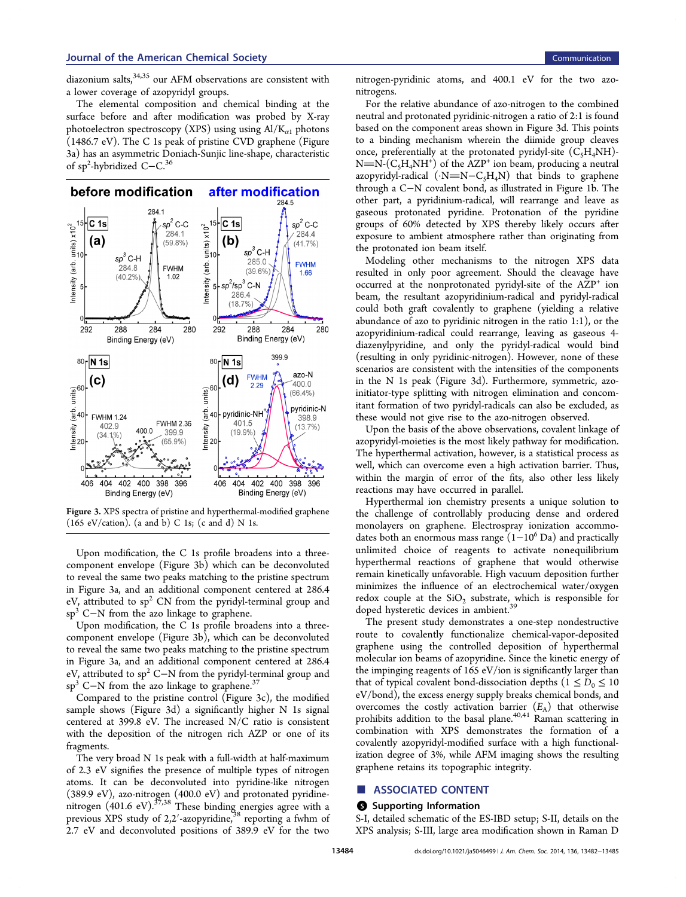diazonium salts,[34,35] our AFM observations are consistent with a lower coverage of azopyridyl groups.

The elemental composition and chemical binding at the surface before and after modification was probed by X-ray photoelectron spectroscopy (XPS) using using Al/$K_{\alpha 1}$ photons (1486.7 eV). The C 1s peak of pristine CVD graphene (Figure 3a) has an asymmetric Doniach-Sunjic line-shape, characteristic of $sp^2$-hybridized C−C.[36]

Figure 3. XPS spectra of pristine and hyperthermal-modified graphene (165 eV/cation). (a and b) C 1s; (c and d) N 1s.

Upon modification, the C 1s profile broadens into a three-component envelope (Figure 3b) which can be deconvoluted to reveal the same two peaks matching to the pristine spectrum in Figure 3a, and an additional component centered at 286.4 eV, attributed to $sp^2$ CN from the pyridyl-terminal group and $sp^3$ C−N from the azo linkage to graphene.

Upon modification, the C 1s profile broadens into a three-component envelope (Figure 3b), which can be deconvoluted to reveal the same two peaks matching to the pristine spectrum in Figure 3a, and an additional component centered at 286.4 eV, attributed to $sp^2$ C−N from the pyridyl-terminal group and $sp^3$ C−N from the azo linkage to graphene.[37]

Compared to the pristine control (Figure 3c), the modified sample shows (Figure 3d) a significantly higher N 1s signal centered at 399.8 eV. The increased N/C ratio is consistent with the deposition of the nitrogen rich AZP or one of its fragments.

The very broad N 1s peak with a full-width at half-maximum of 2.3 eV signifies the presence of multiple types of nitrogen atoms. It can be deconvoluted into pyridine-like nitrogen (389.9 eV), azo-nitrogen (400.0 eV) and protonated pyridine-nitrogen (401.6 eV).[37,38] These binding energies agree with a previous XPS study of 2,2′-azopyridine,[38] reporting a fwhm of 2.7 eV and deconvoluted positions of 389.9 eV for the two nitrogen-pyridinic atoms, and 400.1 eV for the two azo-nitrogens.

For the relative abundance of azo-nitrogen to the combined neutral and protonated pyridinic-nitrogen a ratio of 2:1 is found based on the component areas shown in Figure 3d. This points to a binding mechanism wherein the diimide group cleaves once, preferentially at the protonated pyridyl-site ($C_5H_4NH$)-N=N-($C_5H_4NH^+$) of the $AZP^+$ ion beam, producing a neutral azopyridyl-radical (·N=N−$C_5H_4N$) that binds to graphene through a C−N covalent bond, as illustrated in Figure 1b. The other part, a pyridinium-radical, will rearrange and leave as gaseous protonated pyridine. Protonation of the pyridine groups of 60% detected by XPS thereby likely occurs after exposure to ambient atmosphere rather than originating from the protonated ion beam itself.

Modeling other mechanisms to the nitrogen XPS data resulted in only poor agreement. Should the cleavage have occurred at the nonprotonated pyridyl-site of the $AZP^+$ ion beam, the resultant azopyridinium-radical and pyridyl-radical could both graft covalently to graphene (yielding a relative abundance of azo to pyridinic nitrogen in the ratio 1:1), or the azopyridinium-radical could rearrange, leaving as gaseous 4-diazenylpyridine, and only the pyridyl-radical would bind (resulting in only pyridinic-nitrogen). However, none of these scenarios are consistent with the intensities of the components in the N 1s peak (Figure 3d). Furthermore, symmetric, azo-initiator-type splitting with nitrogen elimination and concomitant formation of two pyridyl-radicals can also be excluded, as these would not give rise to the azo-nitrogen observed.

Upon the basis of the above observations, covalent linkage of azopyridyl-moieties is the most likely pathway for modification. The hyperthermal activation, however, is a statistical process as well, which can overcome even a high activation barrier. Thus, within the margin of error of the fits, also other less likely reactions may have occurred in parallel.

Hyperthermal ion chemistry presents a unique solution to the challenge of controllably producing dense and ordered monolayers on graphene. Electrospray ionization accommodates both an enormous mass range ($1-10^6$ Da) and practically unlimited choice of reagents to activate nonequilibrium hyperthermal reactions of graphene that would otherwise remain kinetically unfavorable. High vacuum deposition further minimizes the influence of an electrochemical water/oxygen redox couple at the $SiO_2$ substrate, which is responsible for doped hysteretic devices in ambient.[39]

The present study demonstrates a one-step nondestructive route to covalently functionalize chemical-vapor-deposited graphene using the controlled deposition of hyperthermal molecular ion beams of azopyridine. Since the kinetic energy of the impinging reagents of 165 eV/ion is significantly larger than that of typical covalent bond-dissociation depths ($1 \leq D_0 \leq 10$ eV/bond), the excess energy supply breaks chemical bonds, and overcomes the costly activation barrier ($E_A$) that otherwise prohibits addition to the basal plane.[40,41] Raman scattering in combination with XPS demonstrates the formation of a covalently azopyridyl-modified surface with a high functionalization degree of 3%, while AFM imaging shows the resulting graphene retains its topographic integrity.

## ■ ASSOCIATED CONTENT

### Supporting Information

S-I, detailed schematic of the ES-IBD setup; S-II, details on the XPS analysis; S-III, large area modification shown in Raman D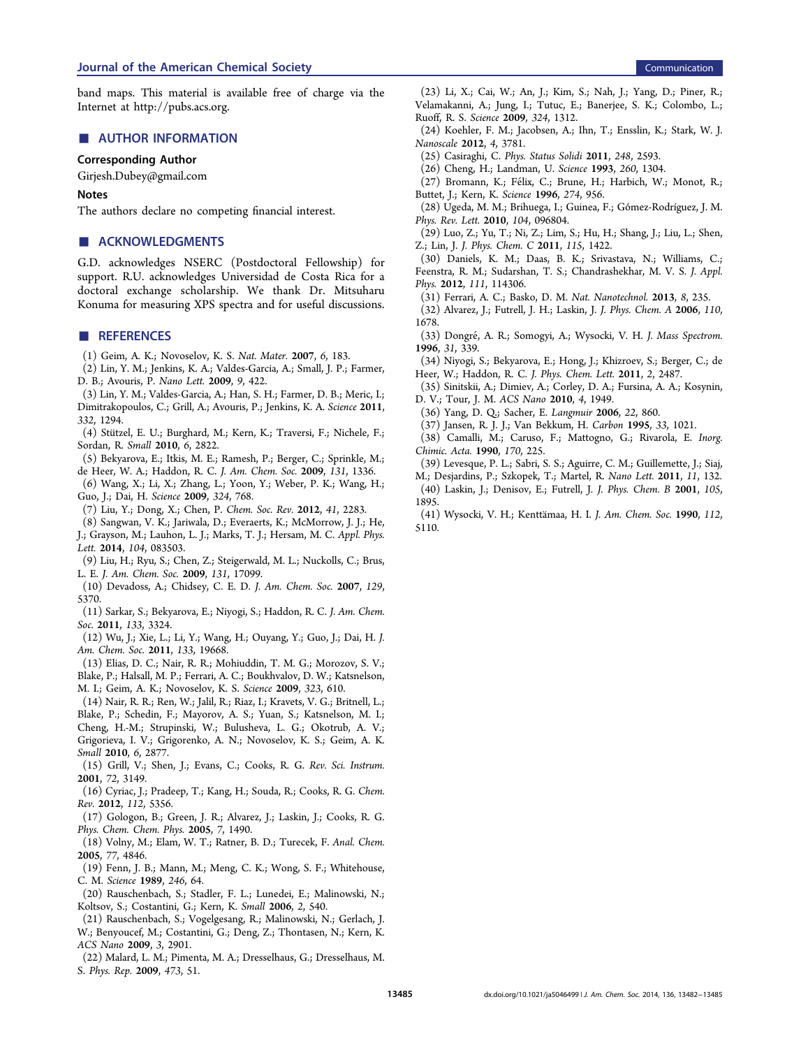band maps. This material is available free of charge via the Internet at http://pubs.acs.org.

## ■ AUTHOR INFORMATION

### Corresponding Author

Girjesh.Dubey@gmail.com

### Notes

The authors declare no competing financial interest.

## ■ ACKNOWLEDGMENTS

G.D. acknowledges NSERC (Postdoctoral Fellowship) for support. R.U. acknowledges Universidad de Costa Rica for a doctoral exchange scholarship. We thank Dr. Mitsuharu Konuma for measuring XPS spectra and for useful discussions.

## ■ REFERENCES

(1) Geim, A. K.; Novoselov, K. S. *Nat. Mater.* **2007**, *6*, 183.

(2) Lin, Y. M.; Jenkins, K. A.; Valdes-Garcia, A.; Small, J. P.; Farmer, D. B.; Avouris, P. *Nano Lett.* **2009**, *9*, 422.

(3) Lin, Y. M.; Valdes-Garcia, A.; Han, S. H.; Farmer, D. B.; Meric, I.; Dimitrakopoulos, C.; Grill, A.; Avouris, P.; Jenkins, K. A. *Science* **2011**, *332*, 1294.

(4) Stützel, E. U.; Burghard, M.; Kern, K.; Traversi, F.; Nichele, F.; Sordan, R. *Small* **2010**, *6*, 2822.

(5) Bekyarova, E.; Itkis, M. E.; Ramesh, P.; Berger, C.; Sprinkle, M.; de Heer, W. A.; Haddon, R. C. *J. Am. Chem. Soc.* **2009**, *131*, 1336.

(6) Wang, X.; Li, X.; Zhang, L.; Yoon, Y.; Weber, P. K.; Wang, H.; Guo, J.; Dai, H. *Science* **2009**, *324*, 768.

(7) Liu, Y.; Dong, X.; Chen, P. *Chem. Soc. Rev.* **2012**, *41*, 2283.

(8) Sangwan, V. K.; Jariwala, D.; Everaerts, K.; McMorrow, J. J.; He, J.; Grayson, M.; Lauhon, L. J.; Marks, T. J.; Hersam, M. C. *Appl. Phys. Lett.* **2014**, *104*, 083503.

(9) Liu, H.; Ryu, S.; Chen, Z.; Steigerwald, M. L.; Nuckolls, C.; Brus, L. E. *J. Am. Chem. Soc.* **2009**, *131*, 17099.

(10) Devadoss, A.; Chidsey, C. E. D. *J. Am. Chem. Soc.* **2007**, *129*, 5370.

(11) Sarkar, S.; Bekyarova, E.; Niyogi, S.; Haddon, R. C. *J. Am. Chem. Soc.* **2011**, *133*, 3324.

(12) Wu, J.; Xie, L.; Li, Y.; Wang, H.; Ouyang, Y.; Guo, J.; Dai, H. *J. Am. Chem. Soc.* **2011**, *133*, 19668.

(13) Elias, D. C.; Nair, R. R.; Mohiuddin, T. M. G.; Morozov, S. V.; Blake, P.; Halsall, M. P.; Ferrari, A. C.; Boukhvalov, D. W.; Katsnelson, M. I.; Geim, A. K.; Novoselov, K. S. *Science* **2009**, *323*, 610.

(14) Nair, R. R.; Ren, W.; Jalil, R.; Riaz, I.; Kravets, V. G.; Britnell, L.; Blake, P.; Schedin, F.; Mayorov, A. S.; Yuan, S.; Katsnelson, M. I.; Cheng, H.-M.; Strupinski, W.; Bulusheva, L. G.; Okotrub, A. V.; Grigorieva, I. V.; Grigorenko, A. N.; Novoselov, K. S.; Geim, A. K. *Small* **2010**, *6*, 2877.

(15) Grill, V.; Shen, J.; Evans, C.; Cooks, R. G. *Rev. Sci. Instrum.* **2001**, *72*, 3149.

(16) Cyriac, J.; Pradeep, T.; Kang, H.; Souda, R.; Cooks, R. G. *Chem. Rev.* **2012**, *112*, 5356.

(17) Gologon, B.; Green, J. R.; Alvarez, J.; Laskin, J.; Cooks, R. G. *Phys. Chem. Chem. Phys.* **2005**, *7*, 1490.

(18) Volny, M.; Elam, W. T.; Ratner, B. D.; Turecek, F. *Anal. Chem.* **2005**, *77*, 4846.

(19) Fenn, J. B.; Mann, M.; Meng, C. K.; Wong, S. F.; Whitehouse, C. M. *Science* **1989**, *246*, 64.

(20) Rauschenbach, S.; Stadler, F. L.; Lunedei, E.; Malinowski, N.; Koltsov, S.; Costantini, G.; Kern, K. *Small* **2006**, *2*, 540.

(21) Rauschenbach, S.; Vogelgesang, R.; Malinowski, N.; Gerlach, J. W.; Benyoucef, M.; Costantini, G.; Deng, Z.; Thontasen, N.; Kern, K. *ACS Nano* **2009**, *3*, 2901.

(22) Malard, L. M.; Pimenta, M. A.; Dresselhaus, G.; Dresselhaus, M. S. *Phys. Rep.* **2009**, *473*, 51.

(23) Li, X.; Cai, W.; An, J.; Kim, S.; Nah, J.; Yang, D.; Piner, R.; Velamakanni, A.; Jung, I.; Tutuc, E.; Banerjee, S. K.; Colombo, L.; Ruoff, R. S. *Science* **2009**, *324*, 1312.

(24) Koehler, F. M.; Jacobsen, A.; Ihn, T.; Ensslin, K.; Stark, W. J. *Nanoscale* **2012**, *4*, 3781.

(25) Casiraghi, C. *Phys. Status Solidi* **2011**, *248*, 2593.

(26) Cheng, H.; Landman, U. *Science* **1993**, *260*, 1304.

(27) Bromann, K.; Félix, C.; Brune, H.; Harbich, W.; Monot, R.; Buttet, J.; Kern, K. *Science* **1996**, *274*, 956.

(28) Ugeda, M. M.; Brihuega, I.; Guinea, F.; Gómez-Rodríguez, J. M. *Phys. Rev. Lett.* **2010**, *104*, 096804.

(29) Luo, Z.; Yu, T.; Ni, Z.; Lim, S.; Hu, H.; Shang, J.; Liu, L.; Shen, Z.; Lin, J. *J. Phys. Chem. C* **2011**, *115*, 1422.

(30) Daniels, K. M.; Daas, B. K.; Srivastava, N.; Williams, C.; Feenstra, R. M.; Sudarshan, T. S.; Chandrashekhar, M. V. S. *J. Appl. Phys.* **2012**, *111*, 114306.

(31) Ferrari, A. C.; Basko, D. M. *Nat. Nanotechnol.* **2013**, *8*, 235.

(32) Alvarez, J.; Futrell, J. H.; Laskin, J. *J. Phys. Chem. A* **2006**, *110*, 1678.

(33) Dongré, A. R.; Somogyi, A.; Wysocki, V. H. *J. Mass Spectrom.* **1996**, *31*, 339.

(34) Niyogi, S.; Bekyarova, E.; Hong, J.; Khizroev, S.; Berger, C.; de Heer, W.; Haddon, R. C. *J. Phys. Chem. Lett.* **2011**, *2*, 2487.

(35) Sinitskii, A.; Dimiev, A.; Corley, D. A.; Fursina, A. A.; Kosynin, D. V.; Tour, J. M. *ACS Nano* **2010**, *4*, 1949.

(36) Yang, D. Q.; Sacher, E. *Langmuir* **2006**, *22*, 860.

(37) Jansen, R. J. J.; Van Bekkum, H. *Carbon* **1995**, *33*, 1021.

(38) Camalli, M.; Caruso, F.; Mattogno, G.; Rivarola, E. *Inorg. Chimic. Acta.* **1990**, *170*, 225.

(39) Levesque, P. L.; Sabri, S. S.; Aguirre, C. M.; Guillemette, J.; Siaj, M.; Desjardins, P.; Szkopek, T.; Martel, R. *Nano Lett.* **2011**, *11*, 132.

(40) Laskin, J.; Denisov, E.; Futrell, J. *J. Phys. Chem. B* **2001**, *105*, 1895.

(41) Wysocki, V. H.; Kenttämaa, H. I. *J. Am. Chem. Soc.* **1990**, *112*, 5110.